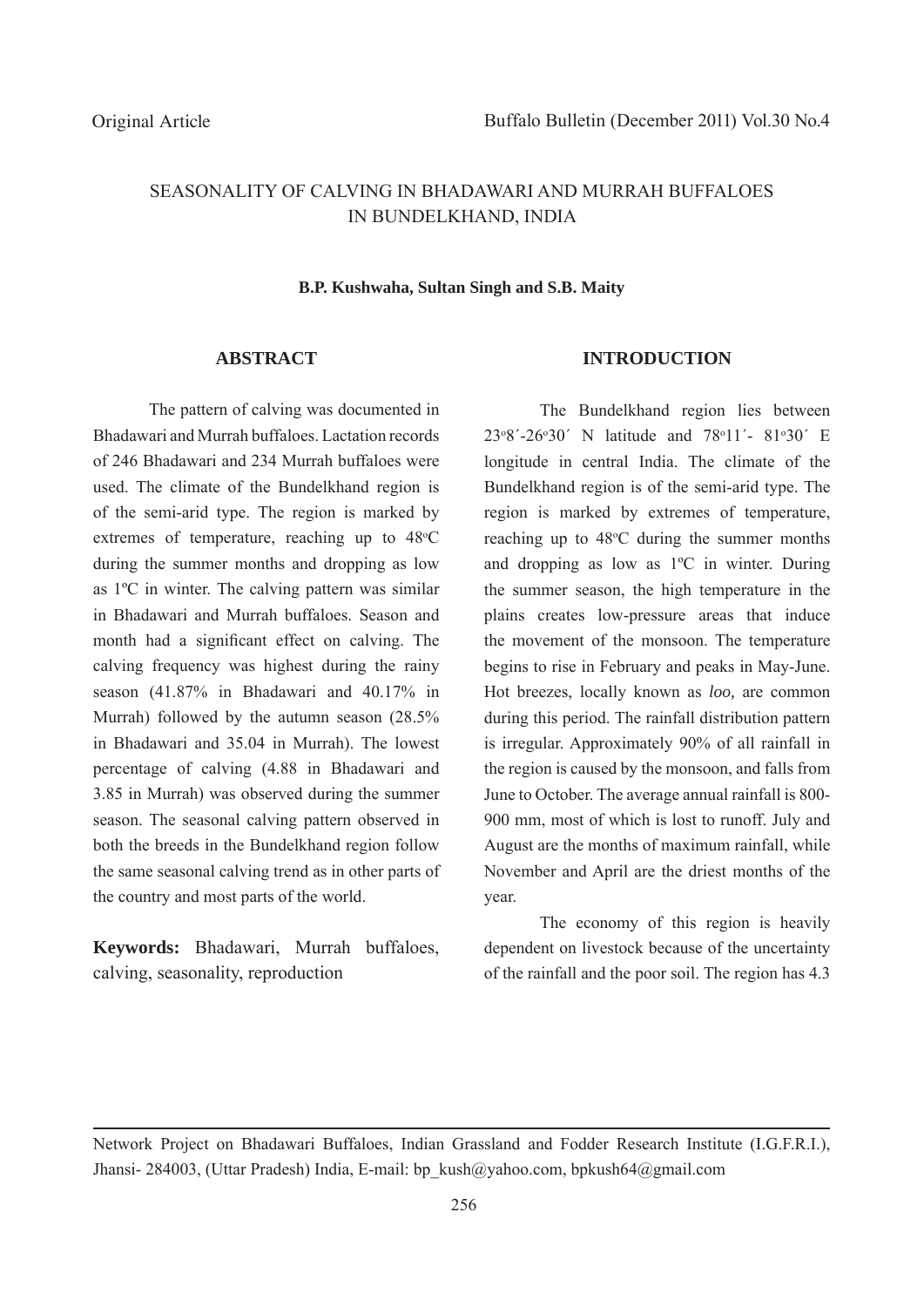Original Article

# SEASONALITY OF CALVING IN BHADAWARI AND MURRAH BUFFALOES IN BUNDELKHAND, INDIA

**B.P. Kushwaha, Sultan Singh and S.B. Maity**

## ABSTRACT

The pattern of calving was documented in Bhadawari and Murrah buffaloes. Lactation records of 246 Bhadawari and 234 Murrah buffaloes were used. The climate of the Bundelkhand region is of the semi-arid type. The region is marked by extremes of temperature, reaching up to 48°C during the summer months and dropping as low as 1ºC in winter. The calving pattern was similar in Bhadawari and Murrah buffaloes. Season and month had a significant effect on calving. The calving frequency was highest during the rainy season (41.87% in Bhadawari and 40.17% in Murrah) followed by the autumn season (28.5% in Bhadawari and 35.04 in Murrah). The lowest percentage of calving (4.88 in Bhadawari and 3.85 in Murrah) was observed during the summer season. The seasonal calving pattern observed in both the breeds in the Bundelkhand region follow the same seasonal calving trend as in other parts of the country and most parts of the world.

**Keywords:** Bhadawari, Murrah buffaloes, calving, seasonality, reproduction

## INTRODUCTION

The Bundelkhand region lies between 23°8´-26°30´ N latitude and 78°11´- 81°30´ E longitude in central India. The climate of the Bundelkhand region is of the semi-arid type. The region is marked by extremes of temperature, reaching up to 48°C during the summer months and dropping as low as 1ºC in winter. During the summer season, the high temperature in the plains creates low-pressure areas that induce the movement of the monsoon. The temperature begins to rise in February and peaks in May-June. Hot breezes, locally known as *loo,* are common during this period. The rainfall distribution pattern is irregular. Approximately 90% of all rainfall in the region is caused by the monsoon, and falls from June to October. The average annual rainfall is 800-900 mm, most of which is lost to runoff. July and August are the months of maximum rainfall, while November and April are the driest months of the year.

The economy of this region is heavily dependent on livestock because of the uncertainty of the rainfall and the poor soil. The region has 4.3

---

Network Project on Bhadawari Buffaloes, Indian Grassland and Fodder Research Institute (I.G.F.R.I.), Jhansi- 284003, (Uttar Pradesh) India, E-mail: bp_kush@yahoo.com, bpkush64@gmail.com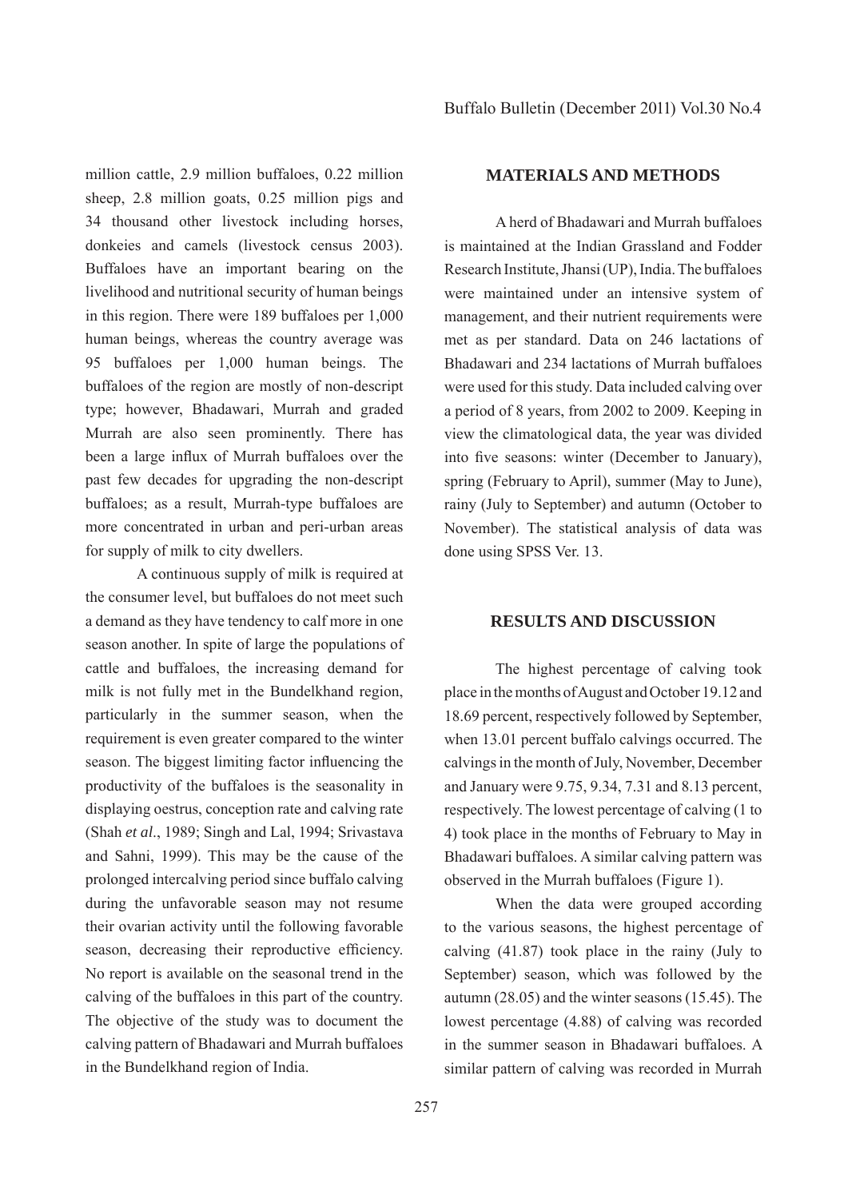million cattle, 2.9 million buffaloes, 0.22 million sheep, 2.8 million goats, 0.25 million pigs and 34 thousand other livestock including horses, donkeies and camels (livestock census 2003). Buffaloes have an important bearing on the livelihood and nutritional security of human beings in this region. There were 189 buffaloes per 1,000 human beings, whereas the country average was 95 buffaloes per 1,000 human beings. The buffaloes of the region are mostly of non-descript type; however, Bhadawari, Murrah and graded Murrah are also seen prominently. There has been a large influx of Murrah buffaloes over the past few decades for upgrading the non-descript buffaloes; as a result, Murrah-type buffaloes are more concentrated in urban and peri-urban areas for supply of milk to city dwellers.

A continuous supply of milk is required at the consumer level, but buffaloes do not meet such a demand as they have tendency to calf more in one season another. In spite of large the populations of cattle and buffaloes, the increasing demand for milk is not fully met in the Bundelkhand region, particularly in the summer season, when the requirement is even greater compared to the winter season. The biggest limiting factor influencing the productivity of the buffaloes is the seasonality in displaying oestrus, conception rate and calving rate (Shah *et al*., 1989; Singh and Lal, 1994; Srivastava and Sahni, 1999). This may be the cause of the prolonged intercalving period since buffalo calving during the unfavorable season may not resume their ovarian activity until the following favorable season, decreasing their reproductive efficiency. No report is available on the seasonal trend in the calving of the buffaloes in this part of the country. The objective of the study was to document the calving pattern of Bhadawari and Murrah buffaloes in the Bundelkhand region of India.

## MATERIALS AND METHODS

A herd of Bhadawari and Murrah buffaloes is maintained at the Indian Grassland and Fodder Research Institute, Jhansi (UP), India. The buffaloes were maintained under an intensive system of management, and their nutrient requirements were met as per standard. Data on 246 lactations of Bhadawari and 234 lactations of Murrah buffaloes were used for this study. Data included calving over a period of 8 years, from 2002 to 2009. Keeping in view the climatological data, the year was divided into five seasons: winter (December to January), spring (February to April), summer (May to June), rainy (July to September) and autumn (October to November). The statistical analysis of data was done using SPSS Ver. 13.

## RESULTS AND DISCUSSION

The highest percentage of calving took place in the months of August and October 19.12 and 18.69 percent, respectively followed by September, when 13.01 percent buffalo calvings occurred. The calvings in the month of July, November, December and January were 9.75, 9.34, 7.31 and 8.13 percent, respectively. The lowest percentage of calving (1 to 4) took place in the months of February to May in Bhadawari buffaloes. A similar calving pattern was observed in the Murrah buffaloes (Figure 1).

When the data were grouped according to the various seasons, the highest percentage of calving (41.87) took place in the rainy (July to September) season, which was followed by the autumn (28.05) and the winter seasons (15.45). The lowest percentage (4.88) of calving was recorded in the summer season in Bhadawari buffaloes. A similar pattern of calving was recorded in Murrah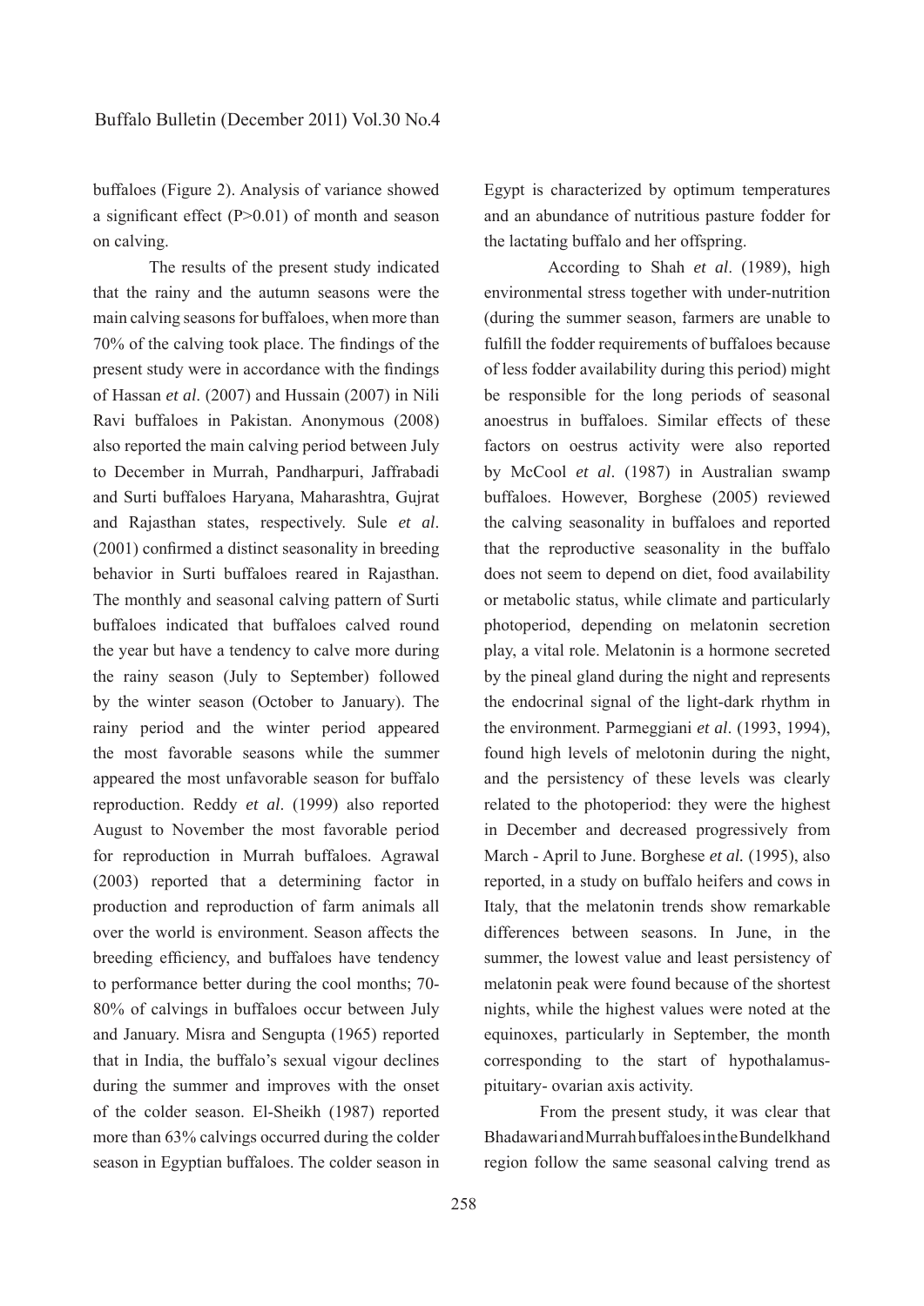buffaloes (Figure 2). Analysis of variance showed a significant effect (P>0.01) of month and season on calving.

The results of the present study indicated that the rainy and the autumn seasons were the main calving seasons for buffaloes, when more than 70% of the calving took place. The findings of the present study were in accordance with the findings of Hassan *et al*. (2007) and Hussain (2007) in Nili Ravi buffaloes in Pakistan. Anonymous (2008) also reported the main calving period between July to December in Murrah, Pandharpuri, Jaffrabadi and Surti buffaloes Haryana, Maharashtra, Gujrat and Rajasthan states, respectively. Sule *et al*. (2001) confirmed a distinct seasonality in breeding behavior in Surti buffaloes reared in Rajasthan. The monthly and seasonal calving pattern of Surti buffaloes indicated that buffaloes calved round the year but have a tendency to calve more during the rainy season (July to September) followed by the winter season (October to January). The rainy period and the winter period appeared the most favorable seasons while the summer appeared the most unfavorable season for buffalo reproduction. Reddy *et al*. (1999) also reported August to November the most favorable period for reproduction in Murrah buffaloes. Agrawal (2003) reported that a determining factor in production and reproduction of farm animals all over the world is environment. Season affects the breeding efficiency, and buffaloes have tendency to performance better during the cool months; 70-80% of calvings in buffaloes occur between July and January. Misra and Sengupta (1965) reported that in India, the buffalo's sexual vigour declines during the summer and improves with the onset of the colder season. El-Sheikh (1987) reported more than 63% calvings occurred during the colder season in Egyptian buffaloes. The colder season in Egypt is characterized by optimum temperatures and an abundance of nutritious pasture fodder for the lactating buffalo and her offspring.

According to Shah *et al*. (1989), high environmental stress together with under-nutrition (during the summer season, farmers are unable to fulfill the fodder requirements of buffaloes because of less fodder availability during this period) might be responsible for the long periods of seasonal anoestrus in buffaloes. Similar effects of these factors on oestrus activity were also reported by McCool *et al*. (1987) in Australian swamp buffaloes. However, Borghese (2005) reviewed the calving seasonality in buffaloes and reported that the reproductive seasonality in the buffalo does not seem to depend on diet, food availability or metabolic status, while climate and particularly photoperiod, depending on melatonin secretion play, a vital role. Melatonin is a hormone secreted by the pineal gland during the night and represents the endocrinal signal of the light-dark rhythm in the environment. Parmeggiani *et al*. (1993, 1994), found high levels of melotonin during the night, and the persistency of these levels was clearly related to the photoperiod: they were the highest in December and decreased progressively from March - April to June. Borghese *et al.* (1995), also reported, in a study on buffalo heifers and cows in Italy, that the melatonin trends show remarkable differences between seasons. In June, in the summer, the lowest value and least persistency of melatonin peak were found because of the shortest nights, while the highest values were noted at the equinoxes, particularly in September, the month corresponding to the start of hypothalamus-pituitary- ovarian axis activity.

From the present study, it was clear that Bhadawari and Murrah buffaloes in the Bundelkhand region follow the same seasonal calving trend as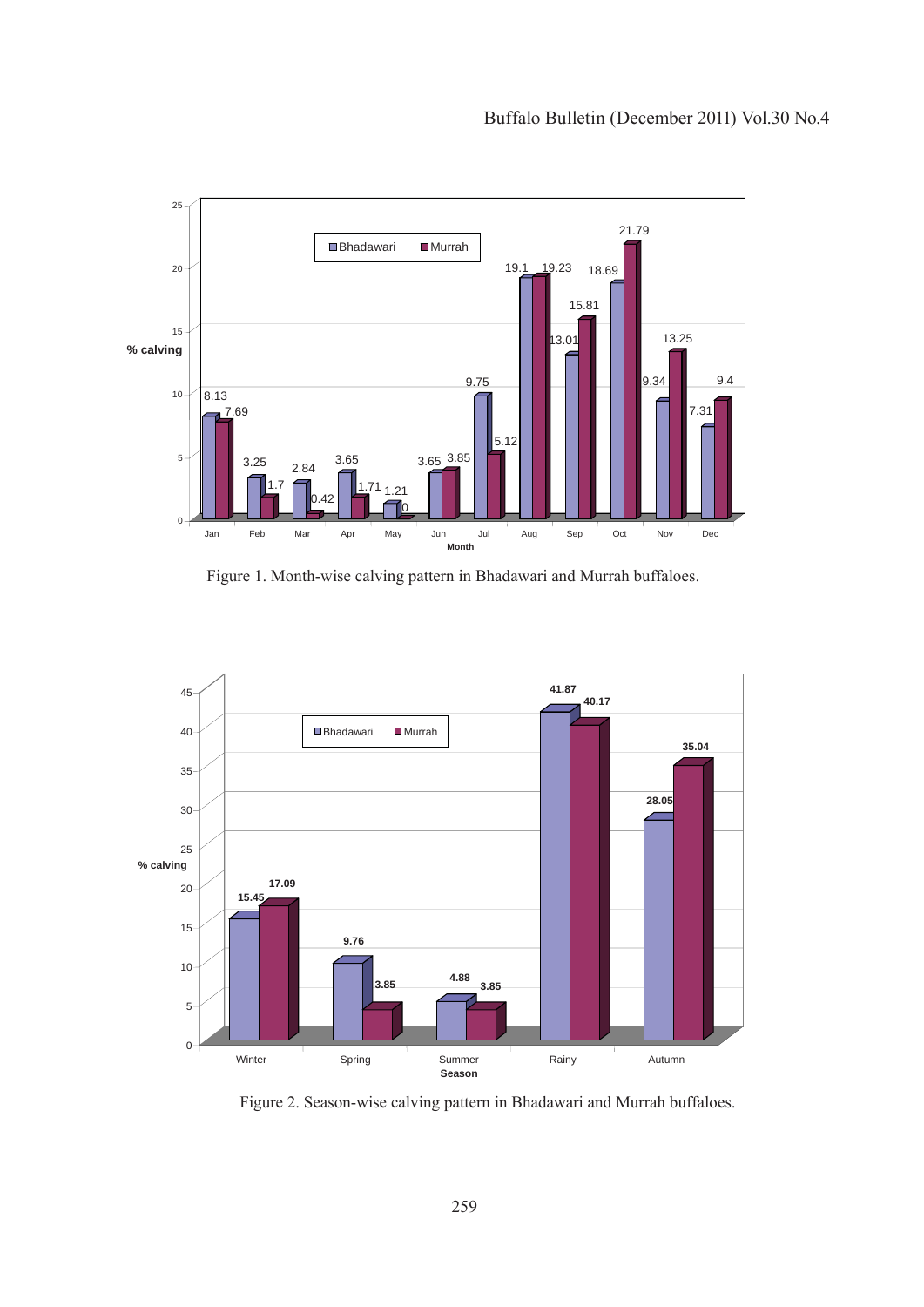Figure 1. Month-wise calving pattern in Bhadawari and Murrah buffaloes.

Figure 2. Season-wise calving pattern in Bhadawari and Murrah buffaloes.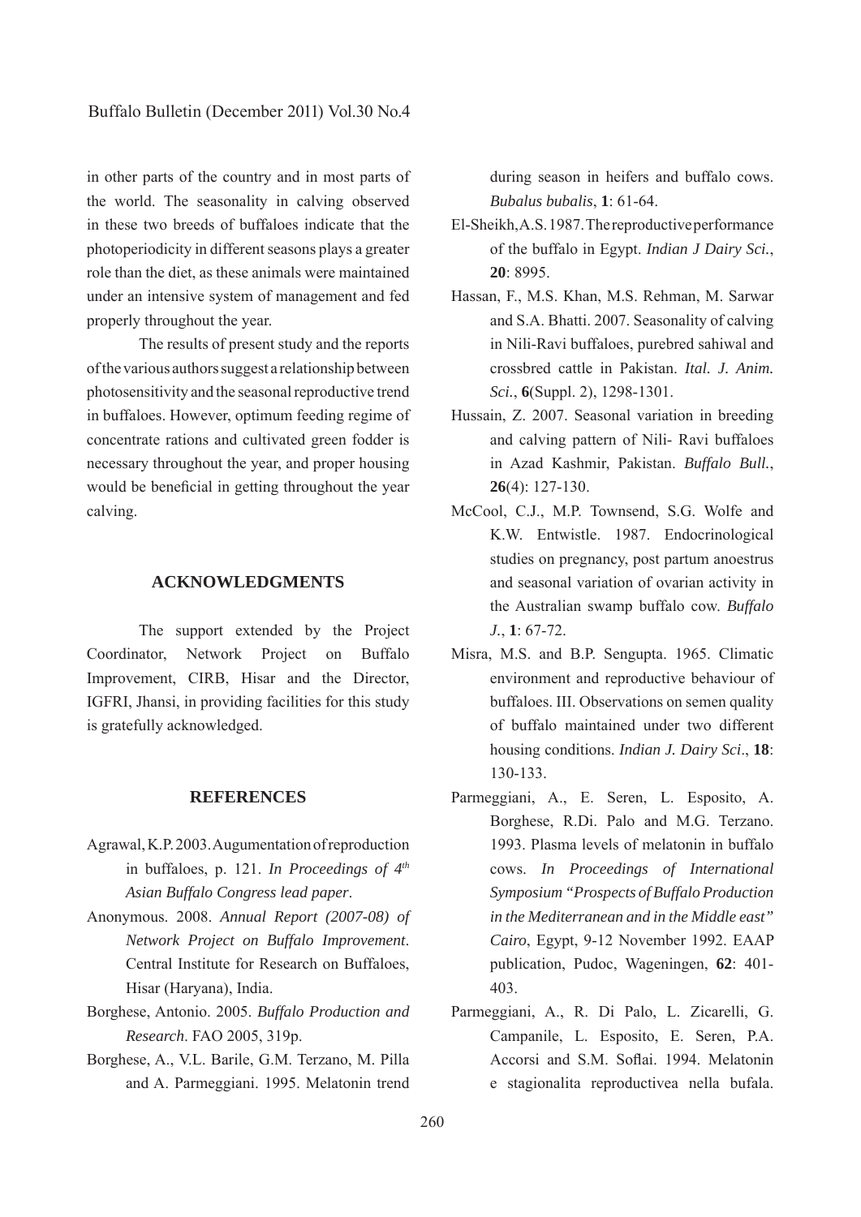in other parts of the country and in most parts of the world. The seasonality in calving observed in these two breeds of buffaloes indicate that the photoperiodicity in different seasons plays a greater role than the diet, as these animals were maintained under an intensive system of management and fed properly throughout the year.

The results of present study and the reports of the various authors suggest a relationship between photosensitivity and the seasonal reproductive trend in buffaloes. However, optimum feeding regime of concentrate rations and cultivated green fodder is necessary throughout the year, and proper housing would be beneficial in getting throughout the year calving.

## ACKNOWLEDGMENTS

The support extended by the Project Coordinator, Network Project on Buffalo Improvement, CIRB, Hisar and the Director, IGFRI, Jhansi, in providing facilities for this study is gratefully acknowledged.

## REFERENCES

Agrawal, K.P. 2003. Augumentation of reproduction in buffaloes, p. 121. *In Proceedings of 4th Asian Buffalo Congress lead paper*.

Anonymous. 2008. *Annual Report (2007-08) of Network Project on Buffalo Improvement*. Central Institute for Research on Buffaloes, Hisar (Haryana), India.

Borghese, Antonio. 2005. *Buffalo Production and Research*. FAO 2005, 319p.

Borghese, A., V.L. Barile, G.M. Terzano, M. Pilla and A. Parmeggiani. 1995. Melatonin trend during season in heifers and buffalo cows. *Bubalus bubalis*, **1**: 61-64.

El-Sheikh, A.S. 1987. The reproductive performance of the buffalo in Egypt. *Indian J Dairy Sci.*, **20**: 8995.

Hassan, F., M.S. Khan, M.S. Rehman, M. Sarwar and S.A. Bhatti. 2007. Seasonality of calving in Nili-Ravi buffaloes, purebred sahiwal and crossbred cattle in Pakistan. *Ital. J. Anim. Sci.*, **6**(Suppl. 2), 1298-1301.

Hussain, Z. 2007. Seasonal variation in breeding and calving pattern of Nili- Ravi buffaloes in Azad Kashmir, Pakistan. *Buffalo Bull.*, **26**(4): 127-130.

McCool, C.J., M.P. Townsend, S.G. Wolfe and K.W. Entwistle. 1987. Endocrinological studies on pregnancy, post partum anoestrus and seasonal variation of ovarian activity in the Australian swamp buffalo cow. *Buffalo J.*, **1**: 67-72.

Misra, M.S. and B.P. Sengupta. 1965. Climatic environment and reproductive behaviour of buffaloes. III. Observations on semen quality of buffalo maintained under two different housing conditions. *Indian J. Dairy Sci*., **18**: 130-133.

Parmeggiani, A., E. Seren, L. Esposito, A. Borghese, R.Di. Palo and M.G. Terzano. 1993. Plasma levels of melatonin in buffalo cows. *In Proceedings of International Symposium "Prospects of Buffalo Production in the Mediterranean and in the Middle east" Cairo*, Egypt, 9-12 November 1992. EAAP publication, Pudoc, Wageningen, **62**: 401-403.

Parmeggiani, A., R. Di Palo, L. Zicarelli, G. Campanile, L. Esposito, E. Seren, P.A. Accorsi and S.M. Soflai. 1994. Melatonin e stagionalita reproductivea nella bufala.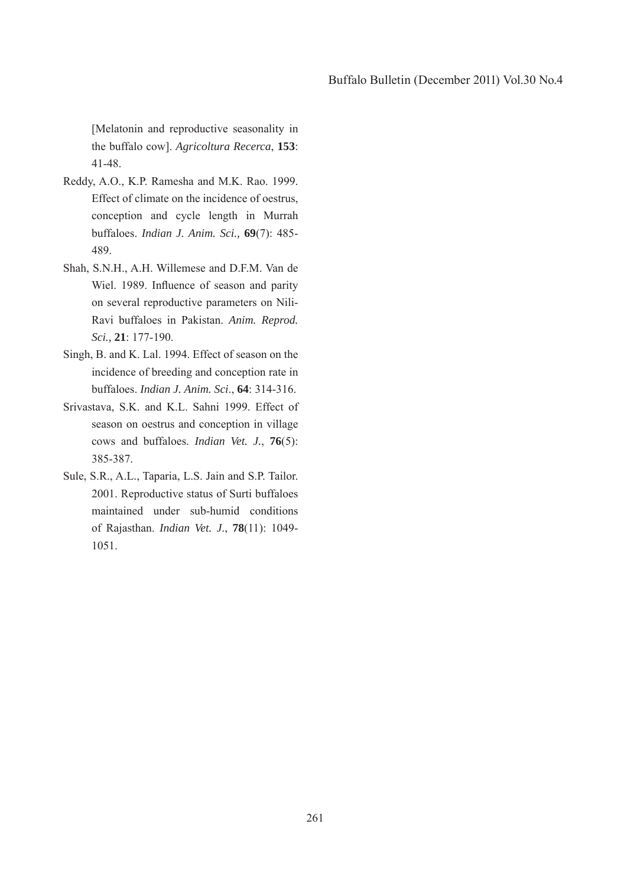[Melatonin and reproductive seasonality in the buffalo cow]. *Agricoltura Recerca*, **153**: 41-48.

Reddy, A.O., K.P. Ramesha and M.K. Rao. 1999. Effect of climate on the incidence of oestrus, conception and cycle length in Murrah buffaloes. *Indian J. Anim. Sci.,* **69**(7): 485-489.

Shah, S.N.H., A.H. Willemese and D.F.M. Van de Wiel. 1989. Influence of season and parity on several reproductive parameters on Nili-Ravi buffaloes in Pakistan. *Anim. Reprod. Sci.,* **21**: 177-190.

Singh, B. and K. Lal. 1994. Effect of season on the incidence of breeding and conception rate in buffaloes. *Indian J. Anim. Sci*., **64**: 314-316.

Srivastava, S.K. and K.L. Sahni 1999. Effect of season on oestrus and conception in village cows and buffaloes. *Indian Vet. J*., **76**(5): 385-387.

Sule, S.R., A.L., Taparia, L.S. Jain and S.P. Tailor. 2001. Reproductive status of Surti buffaloes maintained under sub-humid conditions of Rajasthan. *Indian Vet. J*., **78**(11): 1049-1051.